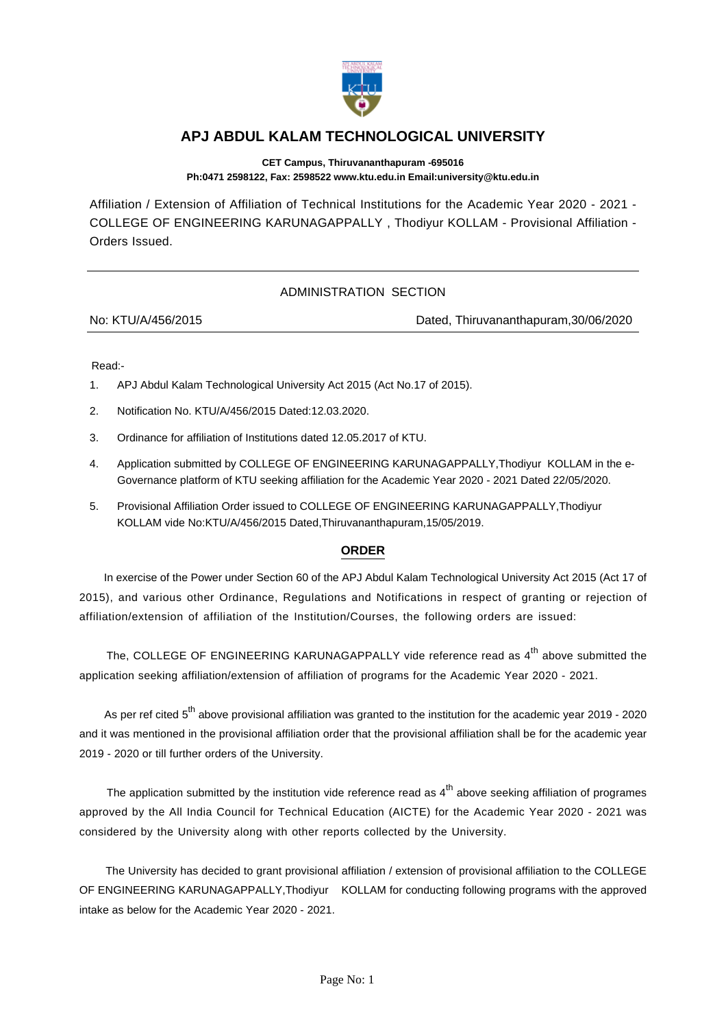# APJ ABDUL KALAM TECHNOLOGICAL UNIVERSITY

**CET Campus, Thiruvananthapuram -695016**
**Ph:0471 2598122, Fax: 2598522 www.ktu.edu.in Email:university@ktu.edu.in**

Affiliation / Extension of Affiliation of Technical Institutions for the Academic Year 2020 - 2021 - COLLEGE OF ENGINEERING KARUNAGAPPALLY , Thodiyur KOLLAM - Provisional Affiliation - Orders Issued.

---

ADMINISTRATION SECTION

No: KTU/A/456/2015 | Dated, Thiruvananthapuram,30/06/2020

---

Read:-

1. APJ Abdul Kalam Technological University Act 2015 (Act No.17 of 2015).
2. Notification No. KTU/A/456/2015 Dated:12.03.2020.
3. Ordinance for affiliation of Institutions dated 12.05.2017 of KTU.
4. Application submitted by COLLEGE OF ENGINEERING KARUNAGAPPALLY,Thodiyur KOLLAM in the e-Governance platform of KTU seeking affiliation for the Academic Year 2020 - 2021 Dated 22/05/2020.
5. Provisional Affiliation Order issued to COLLEGE OF ENGINEERING KARUNAGAPPALLY,Thodiyur KOLLAM vide No:KTU/A/456/2015 Dated,Thiruvananthapuram,15/05/2019.

## ORDER

In exercise of the Power under Section 60 of the APJ Abdul Kalam Technological University Act 2015 (Act 17 of 2015), and various other Ordinance, Regulations and Notifications in respect of granting or rejection of affiliation/extension of affiliation of the Institution/Courses, the following orders are issued:

The, COLLEGE OF ENGINEERING KARUNAGAPPALLY vide reference read as 4th above submitted the application seeking affiliation/extension of affiliation of programs for the Academic Year 2020 - 2021.

As per ref cited 5th above provisional affiliation was granted to the institution for the academic year 2019 - 2020 and it was mentioned in the provisional affiliation order that the provisional affiliation shall be for the academic year 2019 - 2020 or till further orders of the University.

The application submitted by the institution vide reference read as 4th above seeking affiliation of programes approved by the All India Council for Technical Education (AICTE) for the Academic Year 2020 - 2021 was considered by the University along with other reports collected by the University.

The University has decided to grant provisional affiliation / extension of provisional affiliation to the COLLEGE OF ENGINEERING KARUNAGAPPALLY,Thodiyur KOLLAM for conducting following programs with the approved intake as below for the Academic Year 2020 - 2021.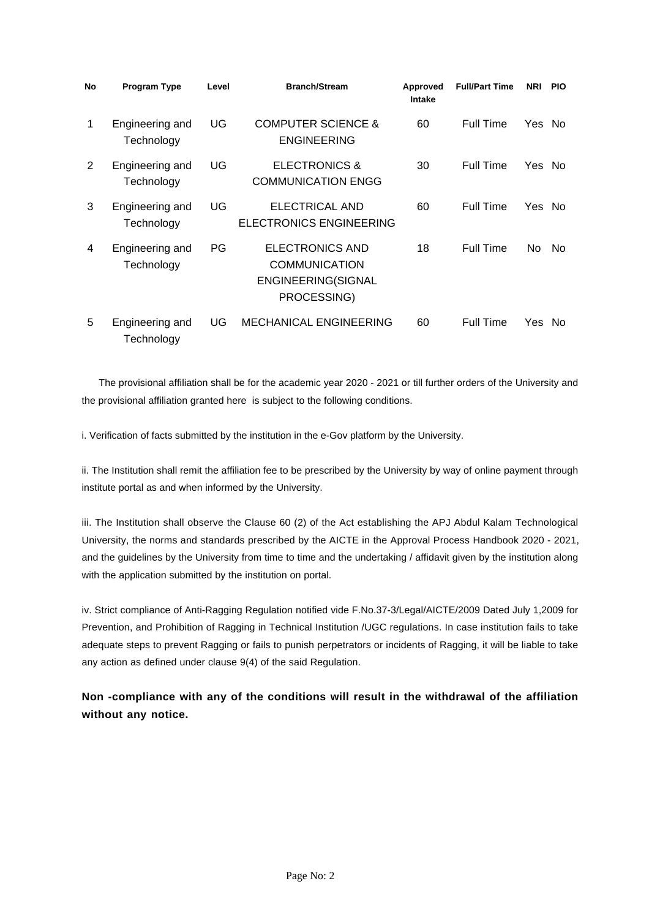| No | Program Type | Level | Branch/Stream | Approved Intake | Full/Part Time | NRI | PIO |
|---|---|---|---|---|---|---|---|
| 1 | Engineering and Technology | UG | COMPUTER SCIENCE & ENGINEERING | 60 | Full Time | Yes | No |
| 2 | Engineering and Technology | UG | ELECTRONICS & COMMUNICATION ENGG | 30 | Full Time | Yes | No |
| 3 | Engineering and Technology | UG | ELECTRICAL AND ELECTRONICS ENGINEERING | 60 | Full Time | Yes | No |
| 4 | Engineering and Technology | PG | ELECTRONICS AND COMMUNICATION ENGINEERING(SIGNAL PROCESSING) | 18 | Full Time | No | No |
| 5 | Engineering and Technology | UG | MECHANICAL ENGINEERING | 60 | Full Time | Yes | No |

The provisional affiliation shall be for the academic year 2020 - 2021 or till further orders of the University and the provisional affiliation granted here is subject to the following conditions.

i. Verification of facts submitted by the institution in the e-Gov platform by the University.

ii. The Institution shall remit the affiliation fee to be prescribed by the University by way of online payment through institute portal as and when informed by the University.

iii. The Institution shall observe the Clause 60 (2) of the Act establishing the APJ Abdul Kalam Technological University, the norms and standards prescribed by the AICTE in the Approval Process Handbook 2020 - 2021, and the guidelines by the University from time to time and the undertaking / affidavit given by the institution along with the application submitted by the institution on portal.

iv. Strict compliance of Anti-Ragging Regulation notified vide F.No.37-3/Legal/AICTE/2009 Dated July 1,2009 for Prevention, and Prohibition of Ragging in Technical Institution /UGC regulations. In case institution fails to take adequate steps to prevent Ragging or fails to punish perpetrators or incidents of Ragging, it will be liable to take any action as defined under clause 9(4) of the said Regulation.

**Non -compliance with any of the conditions will result in the withdrawal of the affiliation without any notice.**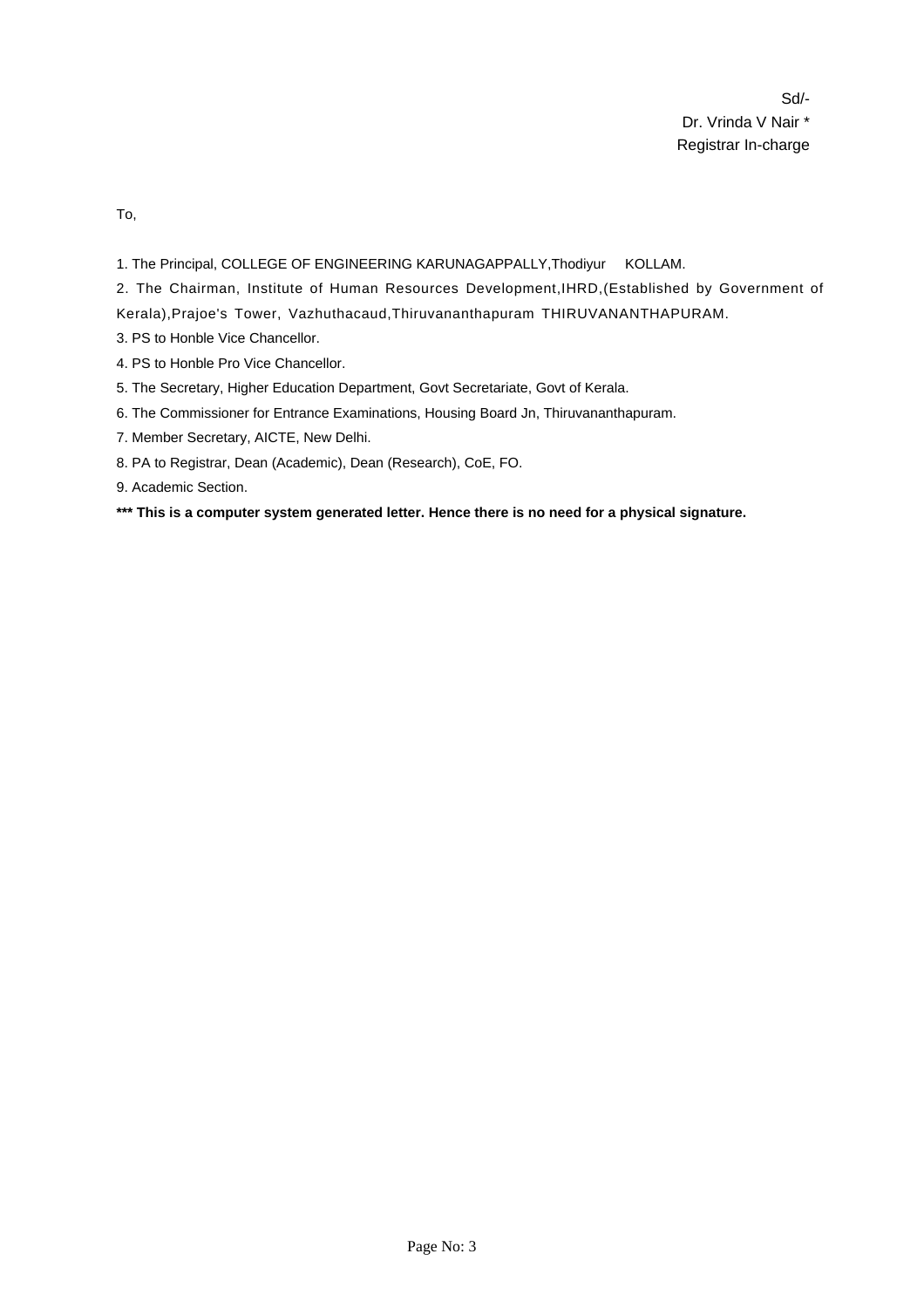Sd/-

Dr. Vrinda V Nair *

Registrar In-charge

To,

1. The Principal, COLLEGE OF ENGINEERING KARUNAGAPPALLY,Thodiyur KOLLAM.
2. The Chairman, Institute of Human Resources Development,IHRD,(Established by Government of Kerala),Prajoe's Tower, Vazhuthacaud,Thiruvananthapuram THIRUVANANTHAPURAM.
3. PS to Honble Vice Chancellor.
4. PS to Honble Pro Vice Chancellor.
5. The Secretary, Higher Education Department, Govt Secretariate, Govt of Kerala.
6. The Commissioner for Entrance Examinations, Housing Board Jn, Thiruvananthapuram.
7. Member Secretary, AICTE, New Delhi.
8. PA to Registrar, Dean (Academic), Dean (Research), CoE, FO.
9. Academic Section.

**\*\*\* This is a computer system generated letter. Hence there is no need for a physical signature.**